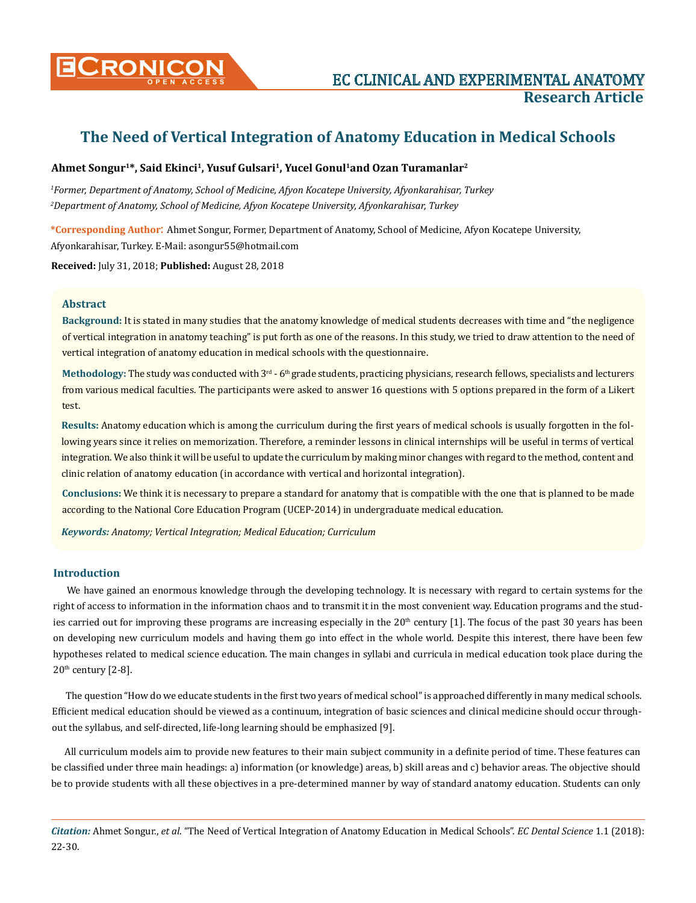# The Need of Vertical Integration of Anatomy Education in Medical Schools

**Ahmet Songur[1]*, Said Ekinci[1], Yusuf Gulsari[1], Yucel Gonul[1] and Ozan Turamanlar[2]**

*[1]Former, Department of Anatomy, School of Medicine, Afyon Kocatepe University, Afyonkarahisar, Turkey*

*[2]Department of Anatomy, School of Medicine, Afyon Kocatepe University, Afyonkarahisar, Turkey*

**\*Corresponding Author:** Ahmet Songur, Former, Department of Anatomy, School of Medicine, Afyon Kocatepe University, Afyonkarahisar, Turkey. E-Mail: asongur55@hotmail.com

**Received:** July 31, 2018; **Published:** August 28, 2018

## Abstract

**Background:** It is stated in many studies that the anatomy knowledge of medical students decreases with time and "the negligence of vertical integration in anatomy teaching" is put forth as one of the reasons. In this study, we tried to draw attention to the need of vertical integration of anatomy education in medical schools with the questionnaire.

**Methodology:** The study was conducted with 3rd - 6th grade students, practicing physicians, research fellows, specialists and lecturers from various medical faculties. The participants were asked to answer 16 questions with 5 options prepared in the form of a Likert test.

**Results:** Anatomy education which is among the curriculum during the first years of medical schools is usually forgotten in the following years since it relies on memorization. Therefore, a reminder lessons in clinical internships will be useful in terms of vertical integration. We also think it will be useful to update the curriculum by making minor changes with regard to the method, content and clinic relation of anatomy education (in accordance with vertical and horizontal integration).

**Conclusions:** We think it is necessary to prepare a standard for anatomy that is compatible with the one that is planned to be made according to the National Core Education Program (UCEP-2014) in undergraduate medical education.

***Keywords:*** *Anatomy; Vertical Integration; Medical Education; Curriculum*

## Introduction

We have gained an enormous knowledge through the developing technology. It is necessary with regard to certain systems for the right of access to information in the information chaos and to transmit it in the most convenient way. Education programs and the studies carried out for improving these programs are increasing especially in the 20th century [1]. The focus of the past 30 years has been on developing new curriculum models and having them go into effect in the whole world. Despite this interest, there have been few hypotheses related to medical science education. The main changes in syllabi and curricula in medical education took place during the 20th century [2-8].

The question "How do we educate students in the first two years of medical school" is approached differently in many medical schools. Efficient medical education should be viewed as a continuum, integration of basic sciences and clinical medicine should occur throughout the syllabus, and self-directed, life-long learning should be emphasized [9].

All curriculum models aim to provide new features to their main subject community in a definite period of time. These features can be classified under three main headings: a) information (or knowledge) areas, b) skill areas and c) behavior areas. The objective should be to provide students with all these objectives in a pre-determined manner by way of standard anatomy education. Students can only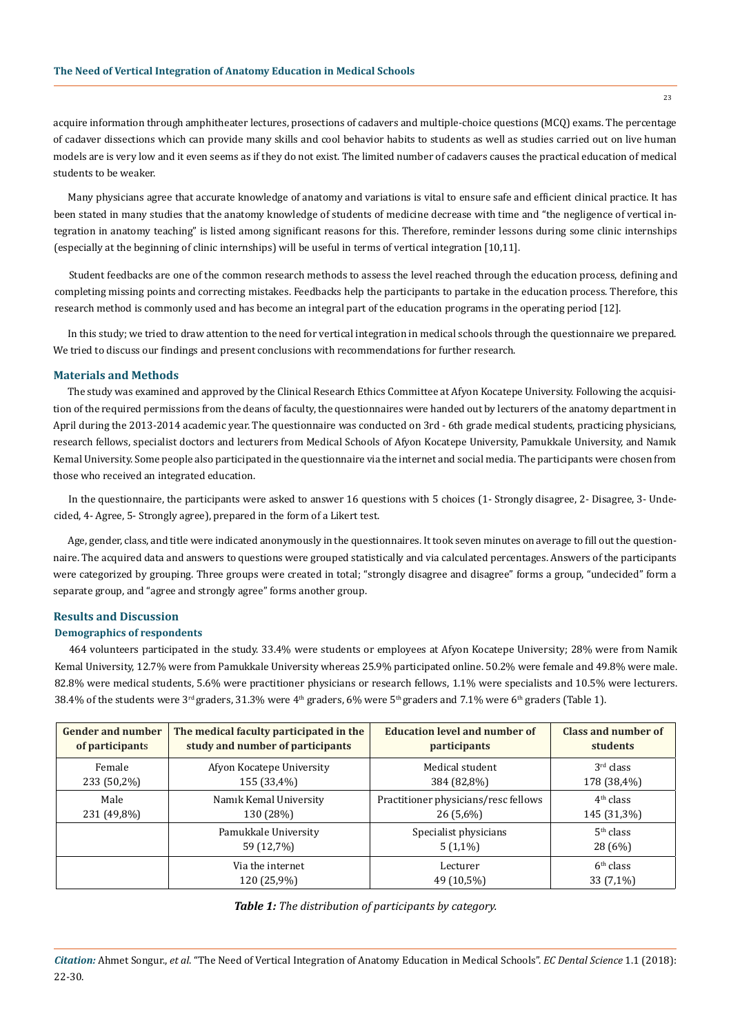acquire information through amphitheater lectures, prosections of cadavers and multiple-choice questions (MCQ) exams. The percentage of cadaver dissections which can provide many skills and cool behavior habits to students as well as studies carried out on live human models are is very low and it even seems as if they do not exist. The limited number of cadavers causes the practical education of medical students to be weaker.

Many physicians agree that accurate knowledge of anatomy and variations is vital to ensure safe and efficient clinical practice. It has been stated in many studies that the anatomy knowledge of students of medicine decrease with time and "the negligence of vertical integration in anatomy teaching" is listed among significant reasons for this. Therefore, reminder lessons during some clinic internships (especially at the beginning of clinic internships) will be useful in terms of vertical integration [10,11].

Student feedbacks are one of the common research methods to assess the level reached through the education process, defining and completing missing points and correcting mistakes. Feedbacks help the participants to partake in the education process. Therefore, this research method is commonly used and has become an integral part of the education programs in the operating period [12].

In this study; we tried to draw attention to the need for vertical integration in medical schools through the questionnaire we prepared. We tried to discuss our findings and present conclusions with recommendations for further research.

## Materials and Methods

The study was examined and approved by the Clinical Research Ethics Committee at Afyon Kocatepe University. Following the acquisition of the required permissions from the deans of faculty, the questionnaires were handed out by lecturers of the anatomy department in April during the 2013-2014 academic year. The questionnaire was conducted on 3rd - 6th grade medical students, practicing physicians, research fellows, specialist doctors and lecturers from Medical Schools of Afyon Kocatepe University, Pamukkale University, and Namık Kemal University. Some people also participated in the questionnaire via the internet and social media. The participants were chosen from those who received an integrated education.

In the questionnaire, the participants were asked to answer 16 questions with 5 choices (1- Strongly disagree, 2- Disagree, 3- Undecided, 4- Agree, 5- Strongly agree), prepared in the form of a Likert test.

Age, gender, class, and title were indicated anonymously in the questionnaires. It took seven minutes on average to fill out the questionnaire. The acquired data and answers to questions were grouped statistically and via calculated percentages. Answers of the participants were categorized by grouping. Three groups were created in total; "strongly disagree and disagree" forms a group, "undecided" form a separate group, and "agree and strongly agree" forms another group.

## Results and Discussion

### Demographics of respondents

464 volunteers participated in the study. 33.4% were students or employees at Afyon Kocatepe University; 28% were from Namik Kemal University, 12.7% were from Pamukkale University whereas 25.9% participated online. 50.2% were female and 49.8% were male. 82.8% were medical students, 5.6% were practitioner physicians or research fellows, 1.1% were specialists and 10.5% were lecturers. 38.4% of the students were 3rd graders, 31.3% were 4th graders, 6% were 5th graders and 7.1% were 6th graders (Table 1).

| Gender and number of participants | The medical faculty participated in the study and number of participants | Education level and number of participants | Class and number of students |
|---|---|---|---|
| Female<br>233 (50,2%) | Afyon Kocatepe University<br>155 (33,4%) | Medical student<br>384 (82,8%) | 3rd class<br>178 (38,4%) |
| Male<br>231 (49,8%) | Namık Kemal University<br>130 (28%) | Practitioner physicians/resc fellows<br>26 (5,6%) | 4th class<br>145 (31,3%) |
| | Pamukkale University<br>59 (12,7%) | Specialist physicians<br>5 (1,1%) | 5th class<br>28 (6%) |
| | Via the internet<br>120 (25,9%) | Lecturer<br>49 (10,5%) | 6th class<br>33 (7,1%) |

***Table 1:*** *The distribution of participants by category.*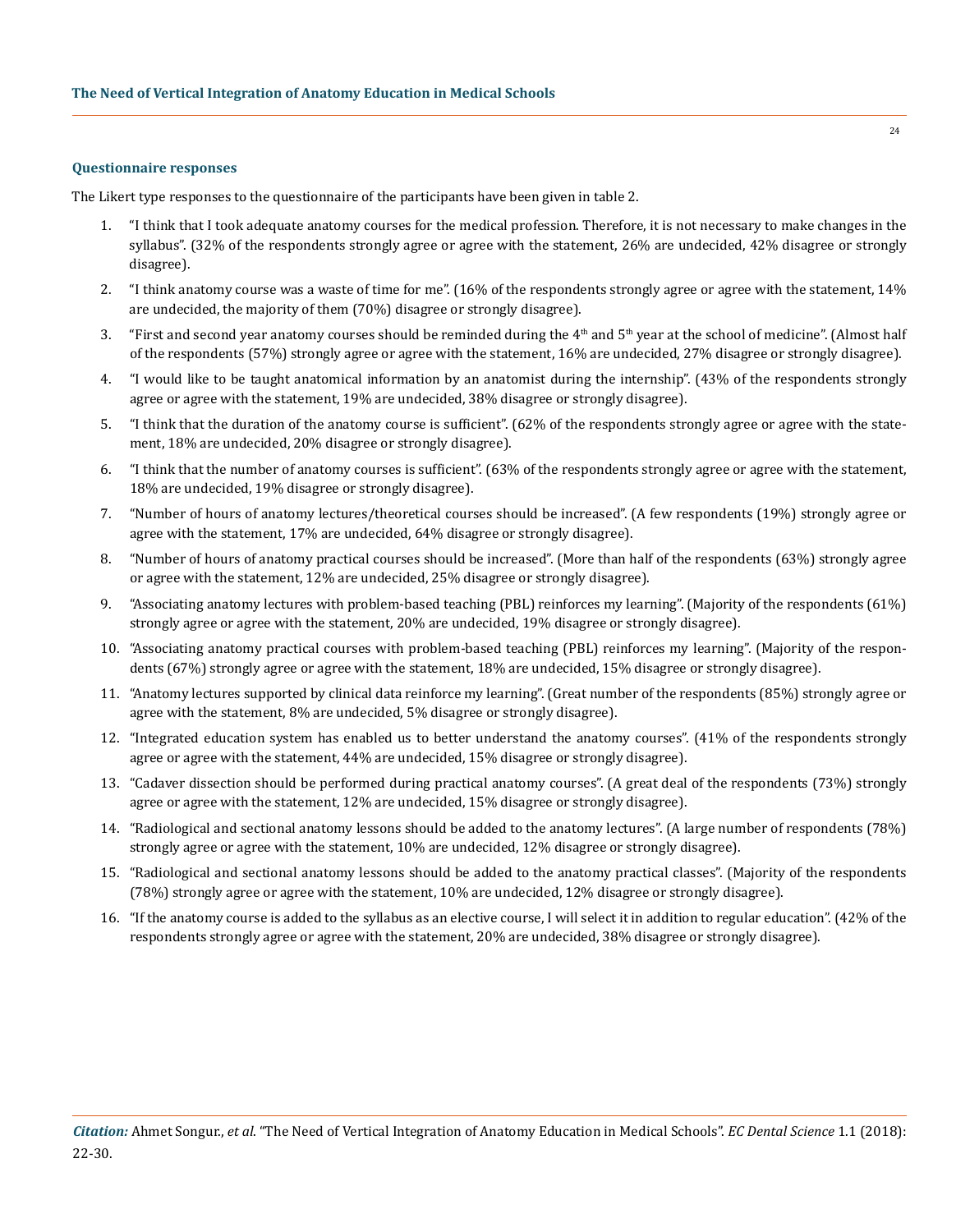### Questionnaire responses

The Likert type responses to the questionnaire of the participants have been given in table 2.

1. "I think that I took adequate anatomy courses for the medical profession. Therefore, it is not necessary to make changes in the syllabus". (32% of the respondents strongly agree or agree with the statement, 26% are undecided, 42% disagree or strongly disagree).
2. "I think anatomy course was a waste of time for me". (16% of the respondents strongly agree or agree with the statement, 14% are undecided, the majority of them (70%) disagree or strongly disagree).
3. "First and second year anatomy courses should be reminded during the 4th and 5th year at the school of medicine". (Almost half of the respondents (57%) strongly agree or agree with the statement, 16% are undecided, 27% disagree or strongly disagree).
4. "I would like to be taught anatomical information by an anatomist during the internship". (43% of the respondents strongly agree or agree with the statement, 19% are undecided, 38% disagree or strongly disagree).
5. "I think that the duration of the anatomy course is sufficient". (62% of the respondents strongly agree or agree with the statement, 18% are undecided, 20% disagree or strongly disagree).
6. "I think that the number of anatomy courses is sufficient". (63% of the respondents strongly agree or agree with the statement, 18% are undecided, 19% disagree or strongly disagree).
7. "Number of hours of anatomy lectures/theoretical courses should be increased". (A few respondents (19%) strongly agree or agree with the statement, 17% are undecided, 64% disagree or strongly disagree).
8. "Number of hours of anatomy practical courses should be increased". (More than half of the respondents (63%) strongly agree or agree with the statement, 12% are undecided, 25% disagree or strongly disagree).
9. "Associating anatomy lectures with problem-based teaching (PBL) reinforces my learning". (Majority of the respondents (61%) strongly agree or agree with the statement, 20% are undecided, 19% disagree or strongly disagree).
10. "Associating anatomy practical courses with problem-based teaching (PBL) reinforces my learning". (Majority of the respondents (67%) strongly agree or agree with the statement, 18% are undecided, 15% disagree or strongly disagree).
11. "Anatomy lectures supported by clinical data reinforce my learning". (Great number of the respondents (85%) strongly agree or agree with the statement, 8% are undecided, 5% disagree or strongly disagree).
12. "Integrated education system has enabled us to better understand the anatomy courses". (41% of the respondents strongly agree or agree with the statement, 44% are undecided, 15% disagree or strongly disagree).
13. "Cadaver dissection should be performed during practical anatomy courses". (A great deal of the respondents (73%) strongly agree or agree with the statement, 12% are undecided, 15% disagree or strongly disagree).
14. "Radiological and sectional anatomy lessons should be added to the anatomy lectures". (A large number of respondents (78%) strongly agree or agree with the statement, 10% are undecided, 12% disagree or strongly disagree).
15. "Radiological and sectional anatomy lessons should be added to the anatomy practical classes". (Majority of the respondents (78%) strongly agree or agree with the statement, 10% are undecided, 12% disagree or strongly disagree).
16. "If the anatomy course is added to the syllabus as an elective course, I will select it in addition to regular education". (42% of the respondents strongly agree or agree with the statement, 20% are undecided, 38% disagree or strongly disagree).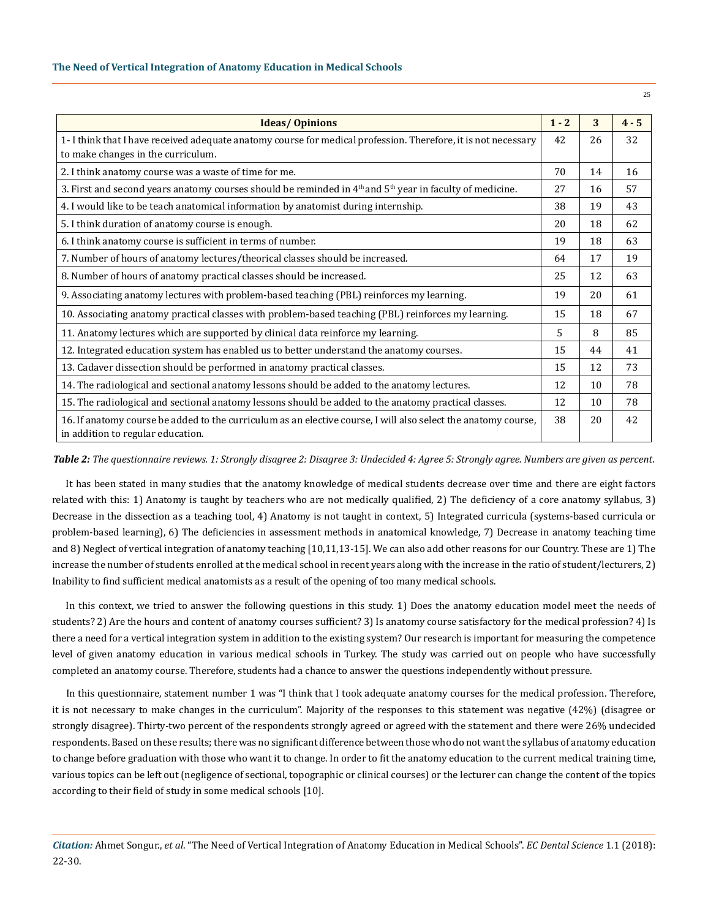| Ideas/ Opinions | 1 - 2 | 3 | 4 - 5 |
|---|---|---|---|
| 1- I think that I have received adequate anatomy course for medical profession. Therefore, it is not necessary to make changes in the curriculum. | 42 | 26 | 32 |
| 2. I think anatomy course was a waste of time for me. | 70 | 14 | 16 |
| 3. First and second years anatomy courses should be reminded in 4th and 5th year in faculty of medicine. | 27 | 16 | 57 |
| 4. I would like to be teach anatomical information by anatomist during internship. | 38 | 19 | 43 |
| 5. I think duration of anatomy course is enough. | 20 | 18 | 62 |
| 6. I think anatomy course is sufficient in terms of number. | 19 | 18 | 63 |
| 7. Number of hours of anatomy lectures/theorical classes should be increased. | 64 | 17 | 19 |
| 8. Number of hours of anatomy practical classes should be increased. | 25 | 12 | 63 |
| 9. Associating anatomy lectures with problem-based teaching (PBL) reinforces my learning. | 19 | 20 | 61 |
| 10. Associating anatomy practical classes with problem-based teaching (PBL) reinforces my learning. | 15 | 18 | 67 |
| 11. Anatomy lectures which are supported by clinical data reinforce my learning. | 5 | 8 | 85 |
| 12. Integrated education system has enabled us to better understand the anatomy courses. | 15 | 44 | 41 |
| 13. Cadaver dissection should be performed in anatomy practical classes. | 15 | 12 | 73 |
| 14. The radiological and sectional anatomy lessons should be added to the anatomy lectures. | 12 | 10 | 78 |
| 15. The radiological and sectional anatomy lessons should be added to the anatomy practical classes. | 12 | 10 | 78 |
| 16. If anatomy course be added to the curriculum as an elective course, I will also select the anatomy course, in addition to regular education. | 38 | 20 | 42 |

***Table 2:*** *The questionnaire reviews. 1: Strongly disagree 2: Disagree 3: Undecided 4: Agree 5: Strongly agree. Numbers are given as percent.*

It has been stated in many studies that the anatomy knowledge of medical students decrease over time and there are eight factors related with this: 1) Anatomy is taught by teachers who are not medically qualified, 2) The deficiency of a core anatomy syllabus, 3) Decrease in the dissection as a teaching tool, 4) Anatomy is not taught in context, 5) Integrated curricula (systems-based curricula or problem-based learning), 6) The deficiencies in assessment methods in anatomical knowledge, 7) Decrease in anatomy teaching time and 8) Neglect of vertical integration of anatomy teaching [10,11,13-15]. We can also add other reasons for our Country. These are 1) The increase the number of students enrolled at the medical school in recent years along with the increase in the ratio of student/lecturers, 2) Inability to find sufficient medical anatomists as a result of the opening of too many medical schools.

In this context, we tried to answer the following questions in this study. 1) Does the anatomy education model meet the needs of students? 2) Are the hours and content of anatomy courses sufficient? 3) Is anatomy course satisfactory for the medical profession? 4) Is there a need for a vertical integration system in addition to the existing system? Our research is important for measuring the competence level of given anatomy education in various medical schools in Turkey. The study was carried out on people who have successfully completed an anatomy course. Therefore, students had a chance to answer the questions independently without pressure.

In this questionnaire, statement number 1 was "I think that I took adequate anatomy courses for the medical profession. Therefore, it is not necessary to make changes in the curriculum". Majority of the responses to this statement was negative (42%) (disagree or strongly disagree). Thirty-two percent of the respondents strongly agreed or agreed with the statement and there were 26% undecided respondents. Based on these results; there was no significant difference between those who do not want the syllabus of anatomy education to change before graduation with those who want it to change. In order to fit the anatomy education to the current medical training time, various topics can be left out (negligence of sectional, topographic or clinical courses) or the lecturer can change the content of the topics according to their field of study in some medical schools [10].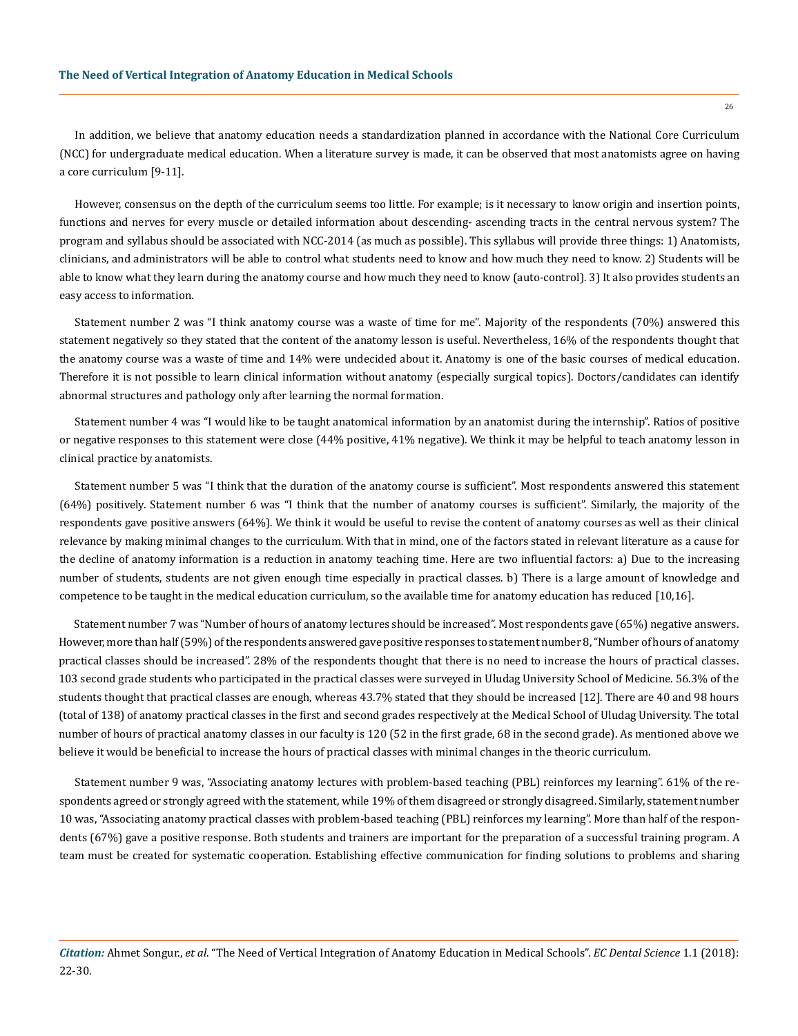In addition, we believe that anatomy education needs a standardization planned in accordance with the National Core Curriculum (NCC) for undergraduate medical education. When a literature survey is made, it can be observed that most anatomists agree on having a core curriculum [9-11].

However, consensus on the depth of the curriculum seems too little. For example; is it necessary to know origin and insertion points, functions and nerves for every muscle or detailed information about descending- ascending tracts in the central nervous system? The program and syllabus should be associated with NCC-2014 (as much as possible). This syllabus will provide three things: 1) Anatomists, clinicians, and administrators will be able to control what students need to know and how much they need to know. 2) Students will be able to know what they learn during the anatomy course and how much they need to know (auto-control). 3) It also provides students an easy access to information.

Statement number 2 was "I think anatomy course was a waste of time for me". Majority of the respondents (70%) answered this statement negatively so they stated that the content of the anatomy lesson is useful. Nevertheless, 16% of the respondents thought that the anatomy course was a waste of time and 14% were undecided about it. Anatomy is one of the basic courses of medical education. Therefore it is not possible to learn clinical information without anatomy (especially surgical topics). Doctors/candidates can identify abnormal structures and pathology only after learning the normal formation.

Statement number 4 was "I would like to be taught anatomical information by an anatomist during the internship". Ratios of positive or negative responses to this statement were close (44% positive, 41% negative). We think it may be helpful to teach anatomy lesson in clinical practice by anatomists.

Statement number 5 was "I think that the duration of the anatomy course is sufficient". Most respondents answered this statement (64%) positively. Statement number 6 was "I think that the number of anatomy courses is sufficient". Similarly, the majority of the respondents gave positive answers (64%). We think it would be useful to revise the content of anatomy courses as well as their clinical relevance by making minimal changes to the curriculum. With that in mind, one of the factors stated in relevant literature as a cause for the decline of anatomy information is a reduction in anatomy teaching time. Here are two influential factors: a) Due to the increasing number of students, students are not given enough time especially in practical classes. b) There is a large amount of knowledge and competence to be taught in the medical education curriculum, so the available time for anatomy education has reduced [10,16].

Statement number 7 was "Number of hours of anatomy lectures should be increased". Most respondents gave (65%) negative answers. However, more than half (59%) of the respondents answered gave positive responses to statement number 8, "Number of hours of anatomy practical classes should be increased". 28% of the respondents thought that there is no need to increase the hours of practical classes. 103 second grade students who participated in the practical classes were surveyed in Uludag University School of Medicine. 56.3% of the students thought that practical classes are enough, whereas 43.7% stated that they should be increased [12]. There are 40 and 98 hours (total of 138) of anatomy practical classes in the first and second grades respectively at the Medical School of Uludag University. The total number of hours of practical anatomy classes in our faculty is 120 (52 in the first grade, 68 in the second grade). As mentioned above we believe it would be beneficial to increase the hours of practical classes with minimal changes in the theoric curriculum.

Statement number 9 was, "Associating anatomy lectures with problem-based teaching (PBL) reinforces my learning". 61% of the respondents agreed or strongly agreed with the statement, while 19% of them disagreed or strongly disagreed. Similarly, statement number 10 was, "Associating anatomy practical classes with problem-based teaching (PBL) reinforces my learning". More than half of the respondents (67%) gave a positive response. Both students and trainers are important for the preparation of a successful training program. A team must be created for systematic cooperation. Establishing effective communication for finding solutions to problems and sharing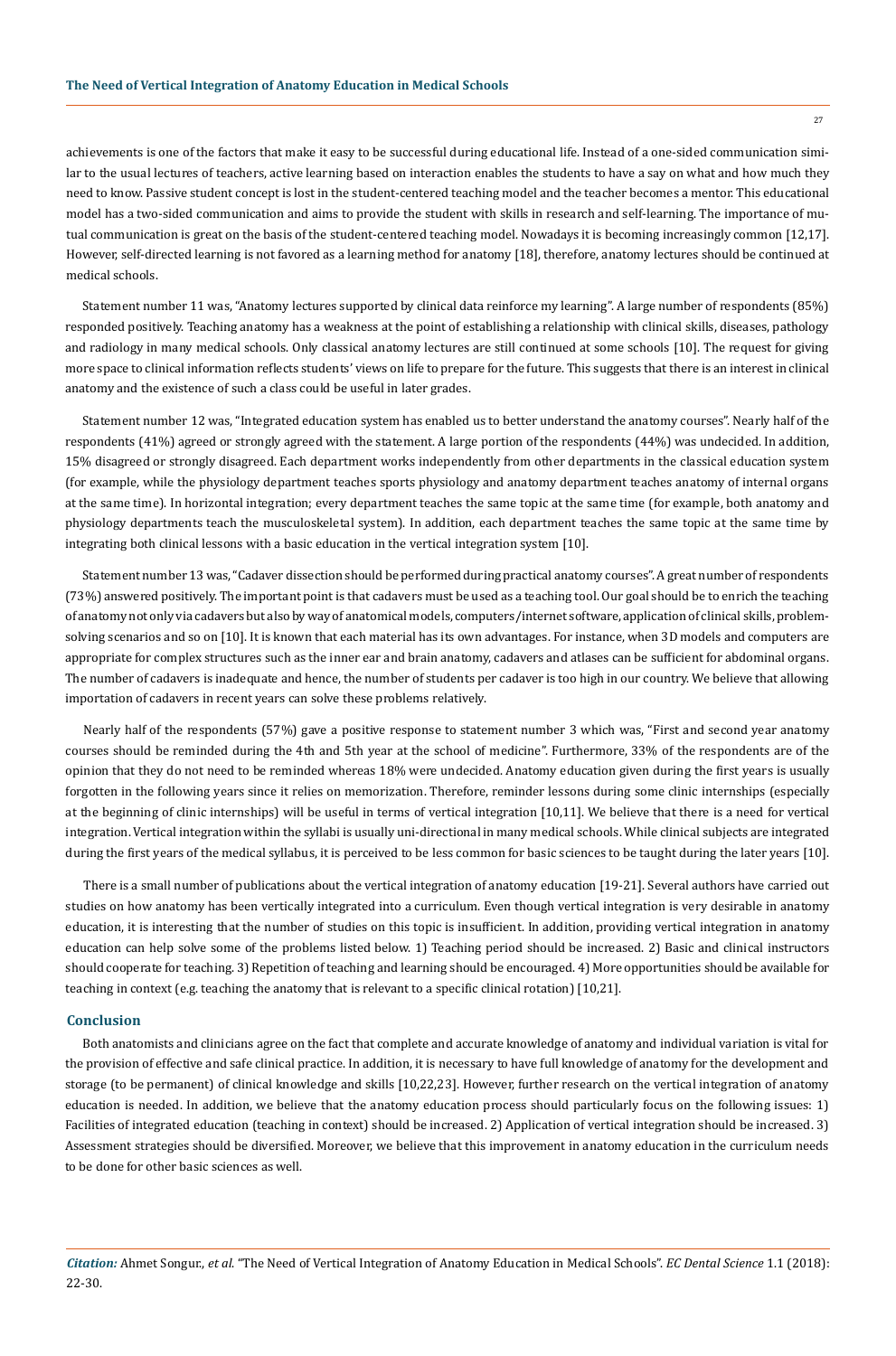achievements is one of the factors that make it easy to be successful during educational life. Instead of a one-sided communication similar to the usual lectures of teachers, active learning based on interaction enables the students to have a say on what and how much they need to know. Passive student concept is lost in the student-centered teaching model and the teacher becomes a mentor. This educational model has a two-sided communication and aims to provide the student with skills in research and self-learning. The importance of mutual communication is great on the basis of the student-centered teaching model. Nowadays it is becoming increasingly common [12,17]. However, self-directed learning is not favored as a learning method for anatomy [18], therefore, anatomy lectures should be continued at medical schools.

Statement number 11 was, "Anatomy lectures supported by clinical data reinforce my learning". A large number of respondents (85%) responded positively. Teaching anatomy has a weakness at the point of establishing a relationship with clinical skills, diseases, pathology and radiology in many medical schools. Only classical anatomy lectures are still continued at some schools [10]. The request for giving more space to clinical information reflects students' views on life to prepare for the future. This suggests that there is an interest in clinical anatomy and the existence of such a class could be useful in later grades.

Statement number 12 was, "Integrated education system has enabled us to better understand the anatomy courses". Nearly half of the respondents (41%) agreed or strongly agreed with the statement. A large portion of the respondents (44%) was undecided. In addition, 15% disagreed or strongly disagreed. Each department works independently from other departments in the classical education system (for example, while the physiology department teaches sports physiology and anatomy department teaches anatomy of internal organs at the same time). In horizontal integration; every department teaches the same topic at the same time (for example, both anatomy and physiology departments teach the musculoskeletal system). In addition, each department teaches the same topic at the same time by integrating both clinical lessons with a basic education in the vertical integration system [10].

Statement number 13 was, "Cadaver dissection should be performed during practical anatomy courses". A great number of respondents (73%) answered positively. The important point is that cadavers must be used as a teaching tool. Our goal should be to enrich the teaching of anatomy not only via cadavers but also by way of anatomical models, computers/internet software, application of clinical skills, problem-solving scenarios and so on [10]. It is known that each material has its own advantages. For instance, when 3D models and computers are appropriate for complex structures such as the inner ear and brain anatomy, cadavers and atlases can be sufficient for abdominal organs. The number of cadavers is inadequate and hence, the number of students per cadaver is too high in our country. We believe that allowing importation of cadavers in recent years can solve these problems relatively.

Nearly half of the respondents (57%) gave a positive response to statement number 3 which was, "First and second year anatomy courses should be reminded during the 4th and 5th year at the school of medicine". Furthermore, 33% of the respondents are of the opinion that they do not need to be reminded whereas 18% were undecided. Anatomy education given during the first years is usually forgotten in the following years since it relies on memorization. Therefore, reminder lessons during some clinic internships (especially at the beginning of clinic internships) will be useful in terms of vertical integration [10,11]. We believe that there is a need for vertical integration. Vertical integration within the syllabi is usually uni-directional in many medical schools. While clinical subjects are integrated during the first years of the medical syllabus, it is perceived to be less common for basic sciences to be taught during the later years [10].

There is a small number of publications about the vertical integration of anatomy education [19-21]. Several authors have carried out studies on how anatomy has been vertically integrated into a curriculum. Even though vertical integration is very desirable in anatomy education, it is interesting that the number of studies on this topic is insufficient. In addition, providing vertical integration in anatomy education can help solve some of the problems listed below. 1) Teaching period should be increased. 2) Basic and clinical instructors should cooperate for teaching. 3) Repetition of teaching and learning should be encouraged. 4) More opportunities should be available for teaching in context (e.g. teaching the anatomy that is relevant to a specific clinical rotation) [10,21].

## Conclusion

Both anatomists and clinicians agree on the fact that complete and accurate knowledge of anatomy and individual variation is vital for the provision of effective and safe clinical practice. In addition, it is necessary to have full knowledge of anatomy for the development and storage (to be permanent) of clinical knowledge and skills [10,22,23]. However, further research on the vertical integration of anatomy education is needed. In addition, we believe that the anatomy education process should particularly focus on the following issues: 1) Facilities of integrated education (teaching in context) should be increased. 2) Application of vertical integration should be increased. 3) Assessment strategies should be diversified. Moreover, we believe that this improvement in anatomy education in the curriculum needs to be done for other basic sciences as well.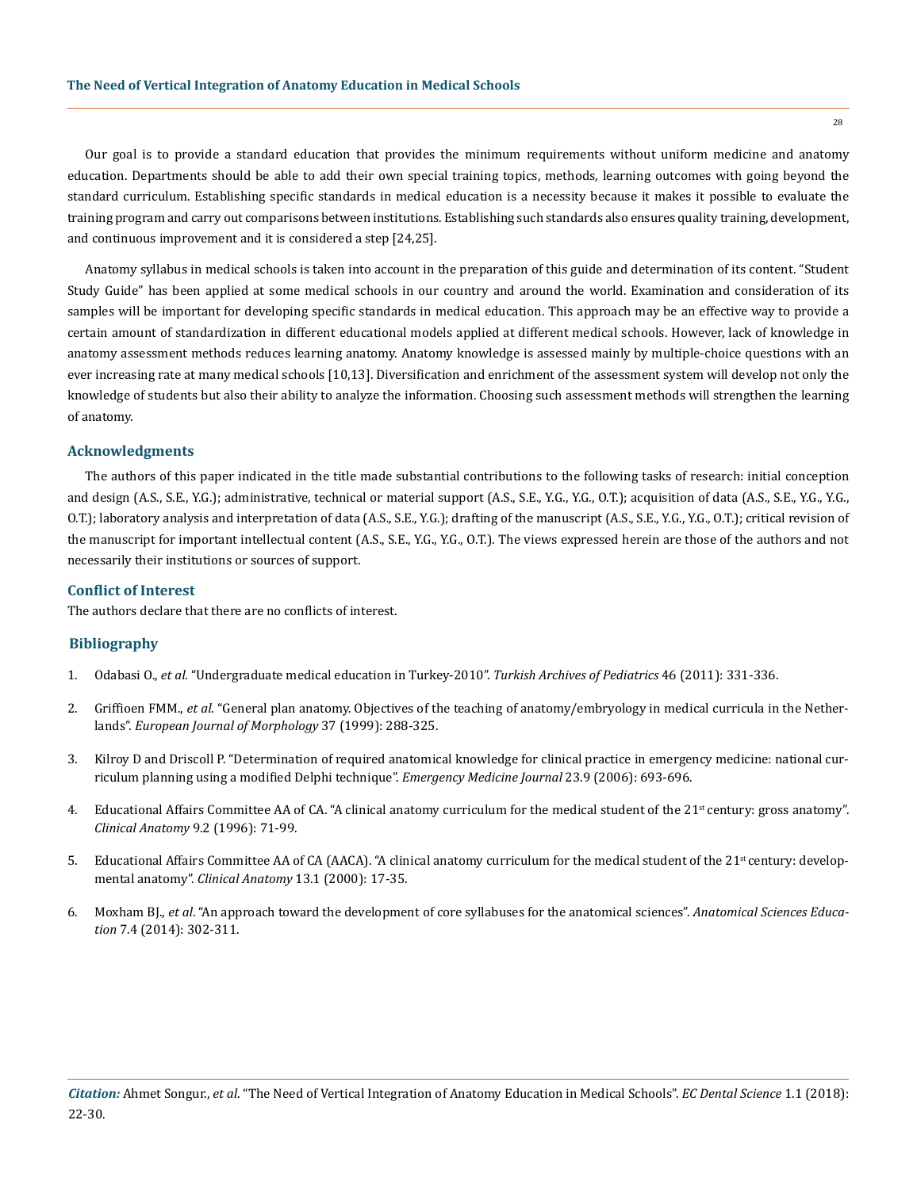Our goal is to provide a standard education that provides the minimum requirements without uniform medicine and anatomy education. Departments should be able to add their own special training topics, methods, learning outcomes with going beyond the standard curriculum. Establishing specific standards in medical education is a necessity because it makes it possible to evaluate the training program and carry out comparisons between institutions. Establishing such standards also ensures quality training, development, and continuous improvement and it is considered a step [24,25].

Anatomy syllabus in medical schools is taken into account in the preparation of this guide and determination of its content. "Student Study Guide" has been applied at some medical schools in our country and around the world. Examination and consideration of its samples will be important for developing specific standards in medical education. This approach may be an effective way to provide a certain amount of standardization in different educational models applied at different medical schools. However, lack of knowledge in anatomy assessment methods reduces learning anatomy. Anatomy knowledge is assessed mainly by multiple-choice questions with an ever increasing rate at many medical schools [10,13]. Diversification and enrichment of the assessment system will develop not only the knowledge of students but also their ability to analyze the information. Choosing such assessment methods will strengthen the learning of anatomy.

## Acknowledgments

The authors of this paper indicated in the title made substantial contributions to the following tasks of research: initial conception and design (A.S., S.E., Y.G.); administrative, technical or material support (A.S., S.E., Y.G., Y.G., O.T.); acquisition of data (A.S., S.E., Y.G., Y.G., O.T.); laboratory analysis and interpretation of data (A.S., S.E., Y.G.); drafting of the manuscript (A.S., S.E., Y.G., Y.G., O.T.); critical revision of the manuscript for important intellectual content (A.S., S.E., Y.G., Y.G., O.T.). The views expressed herein are those of the authors and not necessarily their institutions or sources of support.

## Conflict of Interest

The authors declare that there are no conflicts of interest.

## Bibliography

1. Odabasi O., *et al*. "Undergraduate medical education in Turkey-2010". *Turkish Archives of Pediatrics* 46 (2011): 331-336.
2. Griffioen FMM., *et al*. "General plan anatomy. Objectives of the teaching of anatomy/embryology in medical curricula in the Netherlands". *European Journal of Morphology* 37 (1999): 288-325.
3. Kilroy D and Driscoll P. "Determination of required anatomical knowledge for clinical practice in emergency medicine: national curriculum planning using a modified Delphi technique". *Emergency Medicine Journal* 23.9 (2006): 693-696.
4. Educational Affairs Committee AA of CA. "A clinical anatomy curriculum for the medical student of the 21st century: gross anatomy". *Clinical Anatomy* 9.2 (1996): 71-99.
5. Educational Affairs Committee AA of CA (AACA). "A clinical anatomy curriculum for the medical student of the 21st century: developmental anatomy". *Clinical Anatomy* 13.1 (2000): 17-35.
6. Moxham BJ., *et al*. "An approach toward the development of core syllabuses for the anatomical sciences". *Anatomical Sciences Education* 7.4 (2014): 302-311.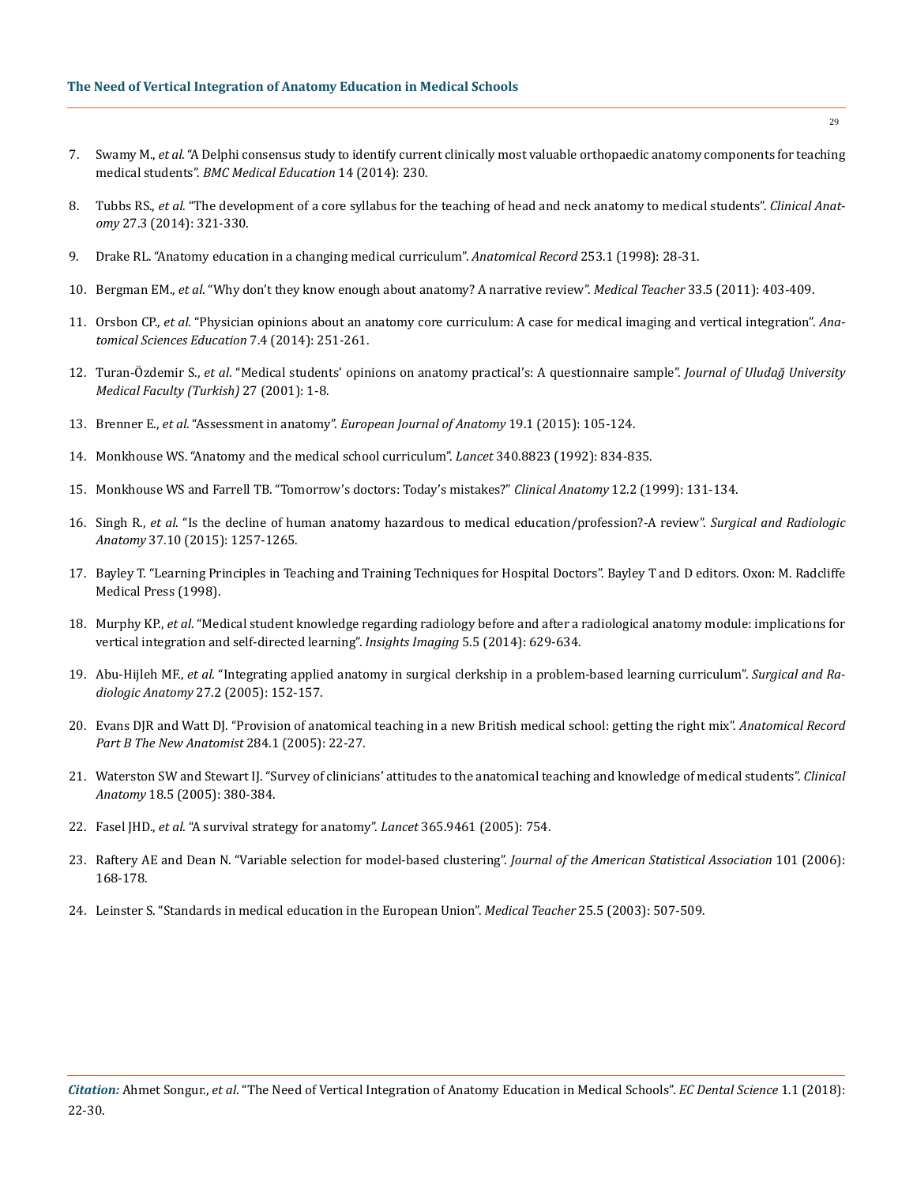7. Swamy M., *et al*. "A Delphi consensus study to identify current clinically most valuable orthopaedic anatomy components for teaching medical students". *BMC Medical Education* 14 (2014): 230.

8. Tubbs RS., *et al*. "The development of a core syllabus for the teaching of head and neck anatomy to medical students". *Clinical Anatomy* 27.3 (2014): 321-330.

9. Drake RL. "Anatomy education in a changing medical curriculum". *Anatomical Record* 253.1 (1998): 28-31.

10. Bergman EM., *et al*. "Why don't they know enough about anatomy? A narrative review". *Medical Teacher* 33.5 (2011): 403-409.

11. Orsbon CP., *et al*. "Physician opinions about an anatomy core curriculum: A case for medical imaging and vertical integration". *Anatomical Sciences Education* 7.4 (2014): 251-261.

12. Turan-Özdemir S., *et al*. "Medical students' opinions on anatomy practical's: A questionnaire sample". *Journal of Uludağ University Medical Faculty (Turkish)* 27 (2001): 1-8.

13. Brenner E., *et al*. "Assessment in anatomy". *European Journal of Anatomy* 19.1 (2015): 105-124.

14. Monkhouse WS. "Anatomy and the medical school curriculum". *Lancet* 340.8823 (1992): 834-835.

15. Monkhouse WS and Farrell TB. "Tomorrow's doctors: Today's mistakes?" *Clinical Anatomy* 12.2 (1999): 131-134.

16. Singh R., *et al*. "Is the decline of human anatomy hazardous to medical education/profession?-A review". *Surgical and Radiologic Anatomy* 37.10 (2015): 1257-1265.

17. Bayley T. "Learning Principles in Teaching and Training Techniques for Hospital Doctors". Bayley T and D editors. Oxon: M. Radcliffe Medical Press (1998).

18. Murphy KP., *et al*. "Medical student knowledge regarding radiology before and after a radiological anatomy module: implications for vertical integration and self-directed learning". *Insights Imaging* 5.5 (2014): 629-634.

19. Abu-Hijleh MF., *et al*. "Integrating applied anatomy in surgical clerkship in a problem-based learning curriculum". *Surgical and Radiologic Anatomy* 27.2 (2005): 152-157.

20. Evans DJR and Watt DJ. "Provision of anatomical teaching in a new British medical school: getting the right mix". *Anatomical Record Part B The New Anatomist* 284.1 (2005): 22-27.

21. Waterston SW and Stewart IJ. "Survey of clinicians' attitudes to the anatomical teaching and knowledge of medical students". *Clinical Anatomy* 18.5 (2005): 380-384.

22. Fasel JHD., *et al*. "A survival strategy for anatomy". *Lancet* 365.9461 (2005): 754.

23. Raftery AE and Dean N. "Variable selection for model-based clustering". *Journal of the American Statistical Association* 101 (2006): 168-178.

24. Leinster S. "Standards in medical education in the European Union". *Medical Teacher* 25.5 (2003): 507-509.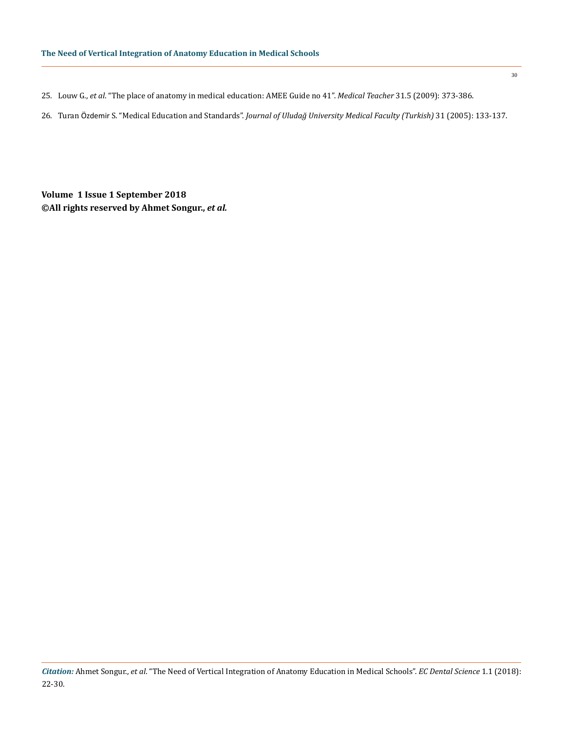25. Louw G., *et al*. "The place of anatomy in medical education: AMEE Guide no 41". *Medical Teacher* 31.5 (2009): 373-386.

26. Turan Özdemir S. "Medical Education and Standards". *Journal of Uludağ University Medical Faculty (Turkish)* 31 (2005): 133-137.

**Volume 1 Issue 1 September 2018**
**©All rights reserved by Ahmet Songur., *et al.***